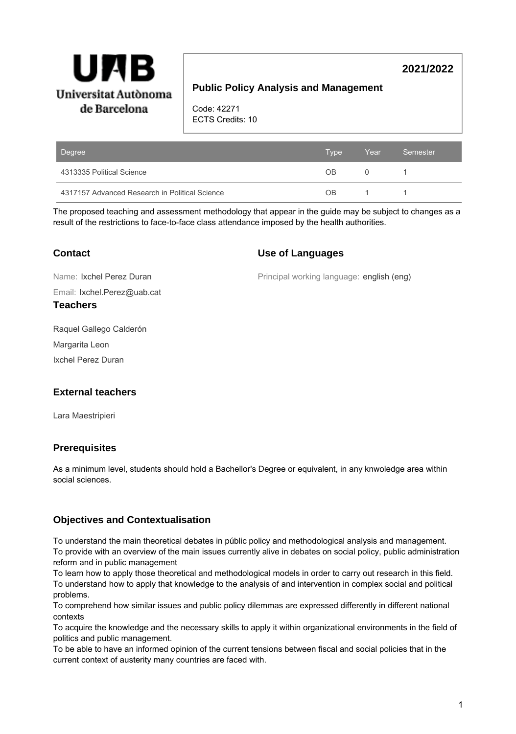Universitat Autònoma de Barcelona

**2021/2022**

## Public Policy Analysis and Management

Code: 42271
ECTS Credits: 10

| Degree | Type | Year | Semester |
|---|---|---|---|
| 4313335 Political Science | OB | 0 | 1 |
| 4317157 Advanced Research in Political Science | OB | 1 | 1 |

The proposed teaching and assessment methodology that appear in the guide may be subject to changes as a result of the restrictions to face-to-face class attendance imposed by the health authorities.

### Contact

Name: Ixchel Perez Duran

Email: Ixchel.Perez@uab.cat

### Use of Languages

Principal working language: english (eng)

### Teachers

Raquel Gallego Calderón

Margarita Leon

Ixchel Perez Duran

### External teachers

Lara Maestripieri

### Prerequisites

As a minimum level, students should hold a Bachellor's Degree or equivalent, in any knwoledge area within social sciences.

### Objectives and Contextualisation

To understand the main theoretical debates in públic policy and methodological analysis and management.
To provide with an overview of the main issues currently alive in debates on social policy, public administration reform and in public management
To learn how to apply those theoretical and methodological models in order to carry out research in this field.
To understand how to apply that knowledge to the analysis of and intervention in complex social and political problems.
To comprehend how similar issues and public policy dilemmas are expressed differently in different national contexts
To acquire the knowledge and the necessary skills to apply it within organizational environments in the field of politics and public management.
To be able to have an informed opinion of the current tensions between fiscal and social policies that in the current context of austerity many countries are faced with.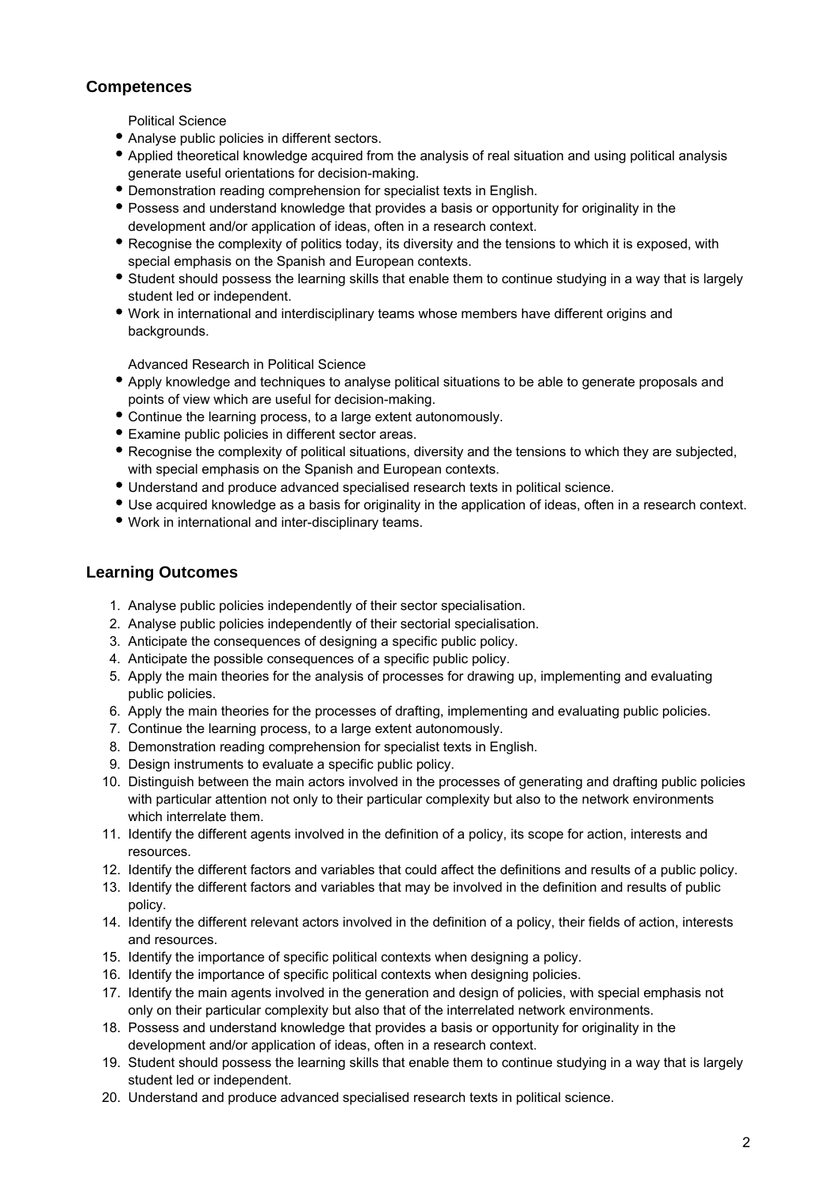## Competences

Political Science

- Analyse public policies in different sectors.
- Applied theoretical knowledge acquired from the analysis of real situation and using political analysis generate useful orientations for decision-making.
- Demonstration reading comprehension for specialist texts in English.
- Possess and understand knowledge that provides a basis or opportunity for originality in the development and/or application of ideas, often in a research context.
- Recognise the complexity of politics today, its diversity and the tensions to which it is exposed, with special emphasis on the Spanish and European contexts.
- Student should possess the learning skills that enable them to continue studying in a way that is largely student led or independent.
- Work in international and interdisciplinary teams whose members have different origins and backgrounds.

Advanced Research in Political Science

- Apply knowledge and techniques to analyse political situations to be able to generate proposals and points of view which are useful for decision-making.
- Continue the learning process, to a large extent autonomously.
- Examine public policies in different sector areas.
- Recognise the complexity of political situations, diversity and the tensions to which they are subjected, with special emphasis on the Spanish and European contexts.
- Understand and produce advanced specialised research texts in political science.
- Use acquired knowledge as a basis for originality in the application of ideas, often in a research context.
- Work in international and inter-disciplinary teams.

## Learning Outcomes

1. Analyse public policies independently of their sector specialisation.
2. Analyse public policies independently of their sectorial specialisation.
3. Anticipate the consequences of designing a specific public policy.
4. Anticipate the possible consequences of a specific public policy.
5. Apply the main theories for the analysis of processes for drawing up, implementing and evaluating public policies.
6. Apply the main theories for the processes of drafting, implementing and evaluating public policies.
7. Continue the learning process, to a large extent autonomously.
8. Demonstration reading comprehension for specialist texts in English.
9. Design instruments to evaluate a specific public policy.
10. Distinguish between the main actors involved in the processes of generating and drafting public policies with particular attention not only to their particular complexity but also to the network environments which interrelate them.
11. Identify the different agents involved in the definition of a policy, its scope for action, interests and resources.
12. Identify the different factors and variables that could affect the definitions and results of a public policy.
13. Identify the different factors and variables that may be involved in the definition and results of public policy.
14. Identify the different relevant actors involved in the definition of a policy, their fields of action, interests and resources.
15. Identify the importance of specific political contexts when designing a policy.
16. Identify the importance of specific political contexts when designing policies.
17. Identify the main agents involved in the generation and design of policies, with special emphasis not only on their particular complexity but also that of the interrelated network environments.
18. Possess and understand knowledge that provides a basis or opportunity for originality in the development and/or application of ideas, often in a research context.
19. Student should possess the learning skills that enable them to continue studying in a way that is largely student led or independent.
20. Understand and produce advanced specialised research texts in political science.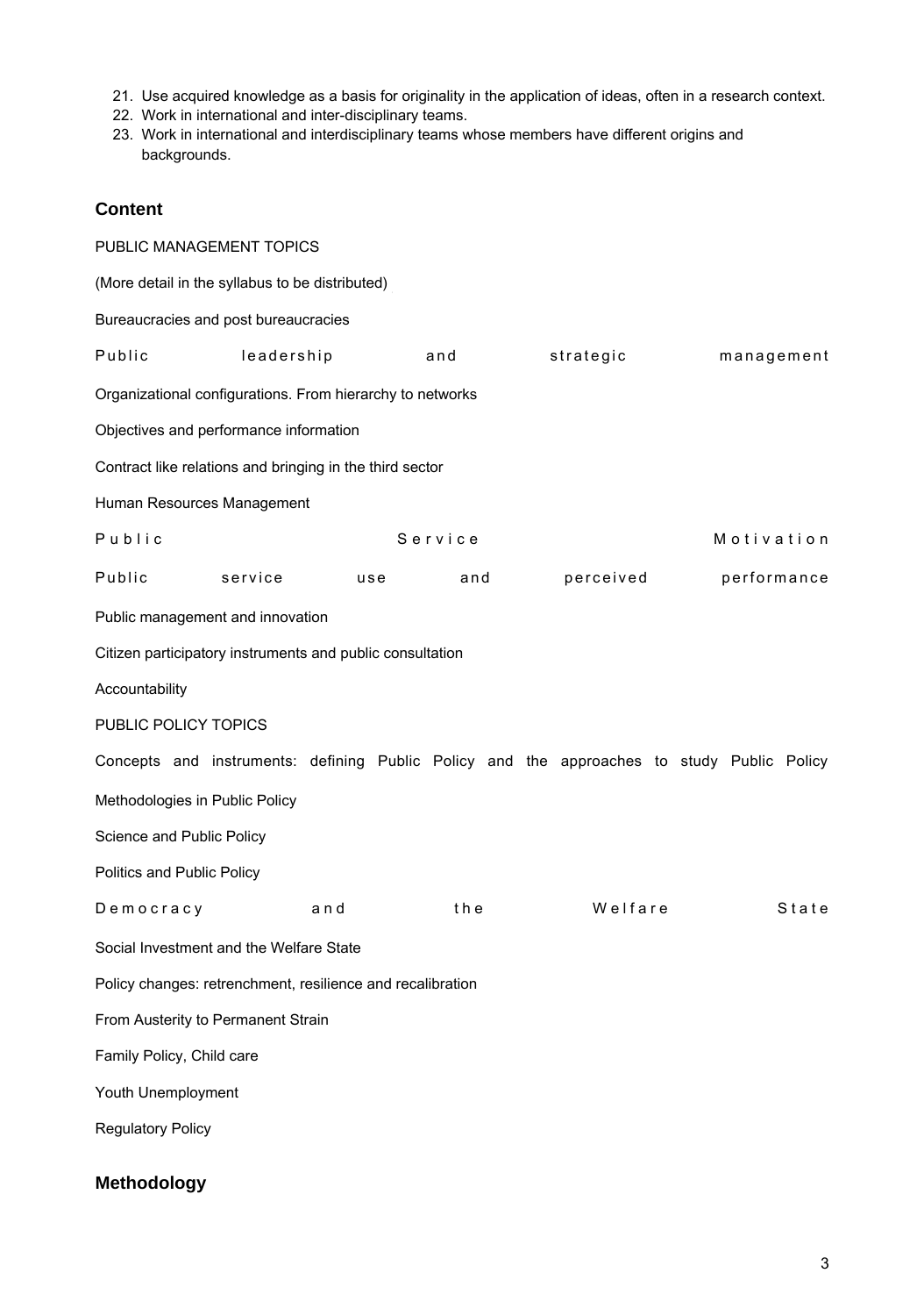21. Use acquired knowledge as a basis for originality in the application of ideas, often in a research context.
22. Work in international and inter-disciplinary teams.
23. Work in international and interdisciplinary teams whose members have different origins and backgrounds.

## Content

PUBLIC MANAGEMENT TOPICS

(More detail in the syllabus to be distributed)

Bureaucracies and post bureaucracies

Public leadership and strategic management

Organizational configurations. From hierarchy to networks

Objectives and performance information

Contract like relations and bringing in the third sector

Human Resources Management

Public Service Motivation

Public service use and perceived performance

Public management and innovation

Citizen participatory instruments and public consultation

Accountability

PUBLIC POLICY TOPICS

Concepts and instruments: defining Public Policy and the approaches to study Public Policy

Methodologies in Public Policy

Science and Public Policy

Politics and Public Policy

Democracy and the Welfare State

Social Investment and the Welfare State

Policy changes: retrenchment, resilience and recalibration

From Austerity to Permanent Strain

Family Policy, Child care

Youth Unemployment

Regulatory Policy

## Methodology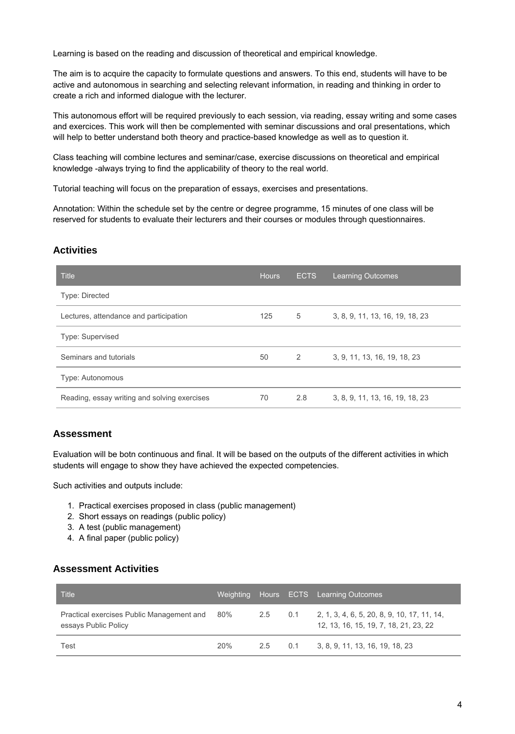Learning is based on the reading and discussion of theoretical and empirical knowledge.

The aim is to acquire the capacity to formulate questions and answers. To this end, students will have to be active and autonomous in searching and selecting relevant information, in reading and thinking in order to create a rich and informed dialogue with the lecturer.

This autonomous effort will be required previously to each session, via reading, essay writing and some cases and exercices. This work will then be complemented with seminar discussions and oral presentations, which will help to better understand both theory and practice-based knowledge as well as to question it.

Class teaching will combine lectures and seminar/case, exercise discussions on theoretical and empirical knowledge -always trying to find the applicability of theory to the real world.

Tutorial teaching will focus on the preparation of essays, exercises and presentations.

Annotation: Within the schedule set by the centre or degree programme, 15 minutes of one class will be reserved for students to evaluate their lecturers and their courses or modules through questionnaires.

## Activities

| Title | Hours | ECTS | Learning Outcomes |
|---|---|---|---|
| Type: Directed | | | |
| Lectures, attendance and participation | 125 | 5 | 3, 8, 9, 11, 13, 16, 19, 18, 23 |
| Type: Supervised | | | |
| Seminars and tutorials | 50 | 2 | 3, 9, 11, 13, 16, 19, 18, 23 |
| Type: Autonomous | | | |
| Reading, essay writing and solving exercises | 70 | 2.8 | 3, 8, 9, 11, 13, 16, 19, 18, 23 |

## Assessment

Evaluation will be botn continuous and final. It will be based on the outputs of the different activities in which students will engage to show they have achieved the expected competencies.

Such activities and outputs include:

1. Practical exercises proposed in class (public management)
2. Short essays on readings (public policy)
3. A test (public management)
4. A final paper (public policy)

## Assessment Activities

| Title | Weighting | Hours | ECTS | Learning Outcomes |
|---|---|---|---|---|
| Practical exercises Public Management and essays Public Policy | 80% | 2.5 | 0.1 | 2, 1, 3, 4, 6, 5, 20, 8, 9, 10, 17, 11, 14, 12, 13, 16, 15, 19, 7, 18, 21, 23, 22 |
| Test | 20% | 2.5 | 0.1 | 3, 8, 9, 11, 13, 16, 19, 18, 23 |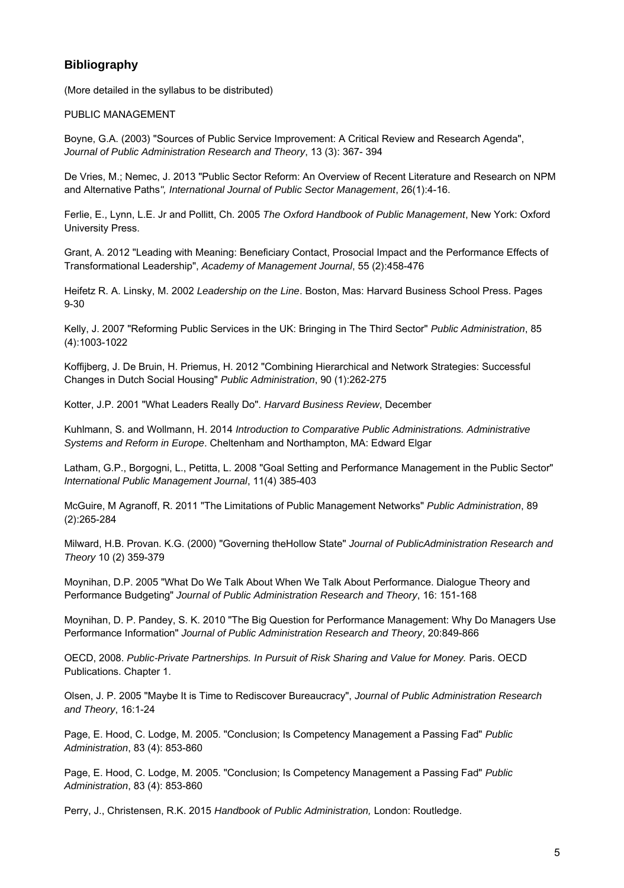## Bibliography

(More detailed in the syllabus to be distributed)

PUBLIC MANAGEMENT

Boyne, G.A. (2003) "Sources of Public Service Improvement: A Critical Review and Research Agenda", *Journal of Public Administration Research and Theory*, 13 (3): 367- 394

De Vries, M.; Nemec, J. 2013 "Public Sector Reform: An Overview of Recent Literature and Research on NPM and Alternative Paths*", International Journal of Public Sector Management*, 26(1):4-16.

Ferlie, E., Lynn, L.E. Jr and Pollitt, Ch. 2005 *The Oxford Handbook of Public Management*, New York: Oxford University Press.

Grant, A. 2012 "Leading with Meaning: Beneficiary Contact, Prosocial Impact and the Performance Effects of Transformational Leadership", *Academy of Management Journal*, 55 (2):458-476

Heifetz R. A. Linsky, M. 2002 *Leadership on the Line*. Boston, Mas: Harvard Business School Press. Pages 9-30

Kelly, J. 2007 "Reforming Public Services in the UK: Bringing in The Third Sector" *Public Administration*, 85 (4):1003-1022

Koffijberg, J. De Bruin, H. Priemus, H. 2012 "Combining Hierarchical and Network Strategies: Successful Changes in Dutch Social Housing" *Public Administration*, 90 (1):262-275

Kotter, J.P. 2001 "What Leaders Really Do". *Harvard Business Review*, December

Kuhlmann, S. and Wollmann, H. 2014 *Introduction to Comparative Public Administrations. Administrative Systems and Reform in Europe*. Cheltenham and Northampton, MA: Edward Elgar

Latham, G.P., Borgogni, L., Petitta, L. 2008 "Goal Setting and Performance Management in the Public Sector" *International Public Management Journal*, 11(4) 385-403

McGuire, M Agranoff, R. 2011 "The Limitations of Public Management Networks" *Public Administration*, 89 (2):265-284

Milward, H.B. Provan. K.G. (2000) "Governing theHollow State" *Journal of PublicAdministration Research and Theory* 10 (2) 359-379

Moynihan, D.P. 2005 "What Do We Talk About When We Talk About Performance. Dialogue Theory and Performance Budgeting" *Journal of Public Administration Research and Theory*, 16: 151-168

Moynihan, D. P. Pandey, S. K. 2010 "The Big Question for Performance Management: Why Do Managers Use Performance Information" *Journal of Public Administration Research and Theory*, 20:849-866

OECD, 2008. *Public-Private Partnerships. In Pursuit of Risk Sharing and Value for Money.* Paris. OECD Publications. Chapter 1.

Olsen, J. P. 2005 "Maybe It is Time to Rediscover Bureaucracy", *Journal of Public Administration Research and Theory*, 16:1-24

Page, E. Hood, C. Lodge, M. 2005. "Conclusion; Is Competency Management a Passing Fad" *Public Administration*, 83 (4): 853-860

Page, E. Hood, C. Lodge, M. 2005. "Conclusion; Is Competency Management a Passing Fad" *Public Administration*, 83 (4): 853-860

Perry, J., Christensen, R.K. 2015 *Handbook of Public Administration,* London: Routledge.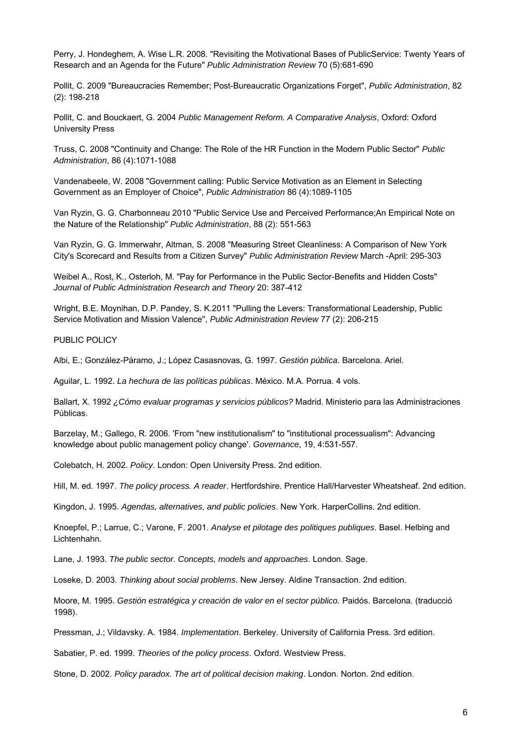Perry, J. Hondeghem, A. Wise L.R. 2008. "Revisiting the Motivational Bases of PublicService: Twenty Years of Research and an Agenda for the Future" *Public Administration Review* 70 (5):681-690

Pollit, C. 2009 "Bureaucracies Remember; Post-Bureaucratic Organizations Forget", *Public Administration*, 82 (2): 198-218

Pollit, C. and Bouckaert, G. 2004 *Public Management Reform. A Comparative Analysis*, Oxford: Oxford University Press

Truss, C. 2008 "Continuity and Change: The Role of the HR Function in the Modern Public Sector" *Public Administration*, 86 (4):1071-1088

Vandenabeele, W. 2008 "Government calling: Public Service Motivation as an Element in Selecting Government as an Employer of Choice", *Public Administration* 86 (4):1089-1105

Van Ryzin, G. G. Charbonneau 2010 "Public Service Use and Perceived Performance;An Empirical Note on the Nature of the Relationship" *Public Administration*, 88 (2): 551-563

Van Ryzin, G. G. Immerwahr, Altman, S. 2008 "Measuring Street Cleanliness: A Comparison of New York City's Scorecard and Results from a Citizen Survey" *Public Administration Review* March -April: 295-303

Weibel A., Rost, K., Osterloh, M. "Pay for Performance in the Public Sector-Benefits and Hidden Costs" *Journal of Public Administration Research and Theory* 20: 387-412

Wright, B.E. Moynihan, D.P. Pandey, S. K.2011 "Pulling the Levers: Transformational Leadership, Public Service Motivation and Mission Valence", *Public Administration Review* 77 (2): 206-215

PUBLIC POLICY

Albi, E.; González-Páramo, J.; López Casasnovas, G. 1997. *Gestión pública*. Barcelona. Ariel.

Aguilar, L. 1992. *La hechura de las políticas públicas*. México. M.A. Porrua. 4 vols.

Ballart, X. 1992 *¿Cómo evaluar programas y servicios públicos?* Madrid. Ministerio para las Administraciones Públicas.

Barzelay, M.; Gallego, R. 2006. 'From "new institutionalism" to "institutional processualism": Advancing knowledge about public management policy change'. *Governance*, 19, 4:531-557.

Colebatch, H. 2002. *Policy*. London: Open University Press. 2nd edition.

Hill, M. ed. 1997. *The policy process. A reader*. Hertfordshire. Prentice Hall/Harvester Wheatsheaf. 2nd edition.

Kingdon, J. 1995. *Agendas, alternatives, and public policies*. New York. HarperCollins. 2nd edition.

Knoepfel, P.; Larrue, C.; Varone, F. 2001. *Analyse et pilotage des politiques publiques*. Basel. Helbing and Lichtenhahn.

Lane, J. 1993. *The public sector. Concepts, models and approaches*. London. Sage.

Loseke, D. 2003. *Thinking about social problems*. New Jersey. Aldine Transaction. 2nd edition.

Moore, M. 1995. *Gestión estratégica y creación de valor en el sector público.* Paidós. Barcelona. (traducció 1998).

Pressman, J.; Vildavsky. A. 1984. *Implementation*. Berkeley. University of California Press. 3rd edition.

Sabatier, P. ed. 1999. *Theories of the policy process*. Oxford. Westview Press.

Stone, D. 2002. *Policy paradox. The art of political decision making*. London. Norton. 2nd edition.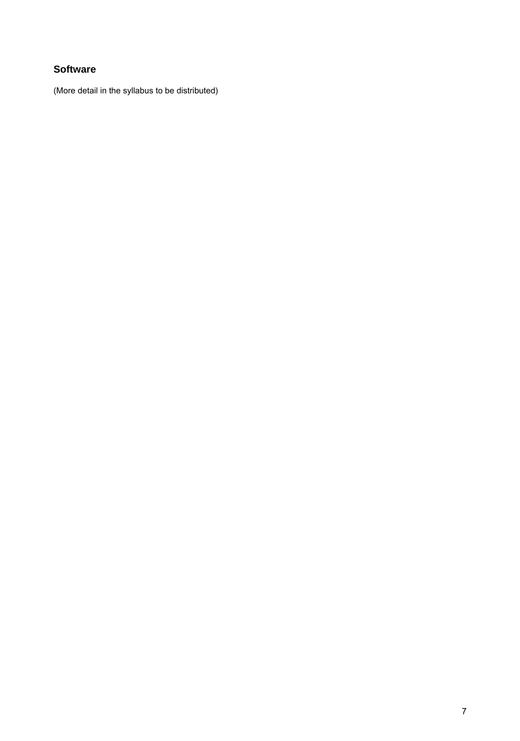## Software

(More detail in the syllabus to be distributed)